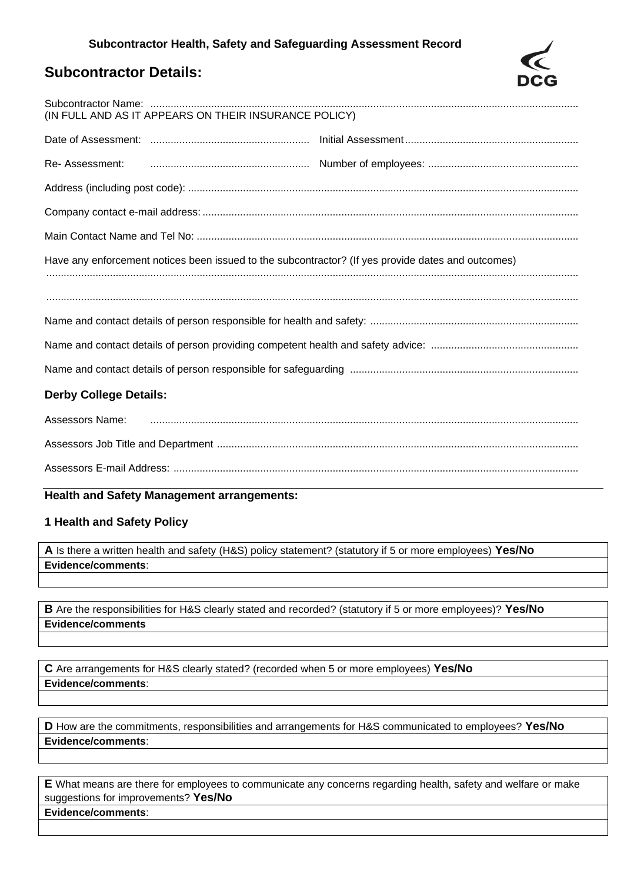**Subcontractor Health, Safety and Safeguarding Assessment Record**

## Subcontractor Details:

Subcontractor Name: ..................................................................................................................................
(IN FULL AND AS IT APPEARS ON THEIR INSURANCE POLICY)

Date of Assessment: ...................................................... Initial Assessment...........................................................

Re- Assessment: ...................................................... Number of employees: ...................................................

Address (including post code): .....................................................................................................................

Company contact e-mail address: .................................................................................................................

Main Contact Name and Tel No: ..................................................................................................................

Have any enforcement notices been issued to the subcontractor? (If yes provide dates and outcomes)
.....................................................................................................................................................................

.....................................................................................................................................................................

Name and contact details of person responsible for health and safety: .......................................................................

Name and contact details of person providing competent health and safety advice: ..................................................

Name and contact details of person responsible for safeguarding ..............................................................................

### Derby College Details:

Assessors Name: ..................................................................................................................................

Assessors Job Title and Department ...........................................................................................................

Assessors E-mail Address: ..........................................................................................................................

### Health and Safety Management arrangements:

### 1 Health and Safety Policy

| **A** Is there a written health and safety (H&S) policy statement? (statutory if 5 or more employees) **Yes/No** |
|---|
| **Evidence/comments**: |
| |

| **B** Are the responsibilities for H&S clearly stated and recorded? (statutory if 5 or more employees)? **Yes/No** |
|---|
| **Evidence/comments** |
| |

| **C** Are arrangements for H&S clearly stated? (recorded when 5 or more employees) **Yes/No** |
|---|
| **Evidence/comments**: |
| |

| **D** How are the commitments, responsibilities and arrangements for H&S communicated to employees? **Yes/No** |
|---|
| **Evidence/comments**: |
| |

| **E** What means are there for employees to communicate any concerns regarding health, safety and welfare or make suggestions for improvements? **Yes/No** |
|---|
| **Evidence/comments**: |
| |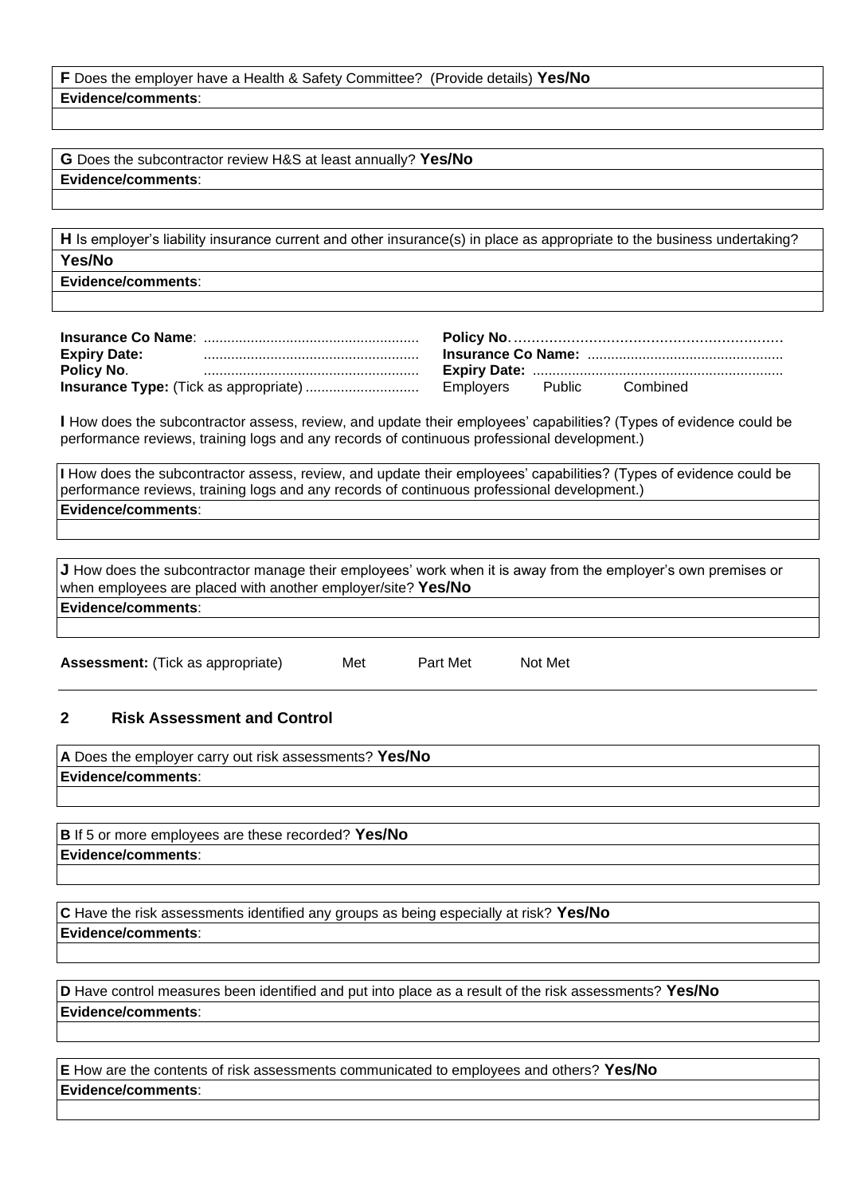| **F** Does the employer have a Health & Safety Committee? (Provide details) **Yes/No** |
| --- |
| **Evidence/comments**: |
| |

| **G** Does the subcontractor review H&S at least annually? **Yes/No** |
| --- |
| **Evidence/comments**: |
| |

| **H** Is employer's liability insurance current and other insurance(s) in place as appropriate to the business undertaking? |
| --- |
| **Yes/No** |
| **Evidence/comments**: |
| |

**Insurance Co Name**: ......................................................
**Expiry Date:** ......................................................
**Policy No**. ......................................................
**Insurance Type:** (Tick as appropriate) ............................

**Policy No**. ……………………………………………………
**Insurance Co Name:** .................................................
**Expiry Date:** ...............................................................
Employers Public Combined

**I** How does the subcontractor assess, review, and update their employees' capabilities? (Types of evidence could be performance reviews, training logs and any records of continuous professional development.)

| **I** How does the subcontractor assess, review, and update their employees' capabilities? (Types of evidence could be performance reviews, training logs and any records of continuous professional development.) |
| --- |
| **Evidence/comments**: |
| |

| **J** How does the subcontractor manage their employees' work when it is away from the employer's own premises or when employees are placed with another employer/site? **Yes/No** |
| --- |
| **Evidence/comments**: |
| |

**Assessment:** (Tick as appropriate) Met Part Met Not Met

## 2 Risk Assessment and Control

| **A** Does the employer carry out risk assessments? **Yes/No** |
| --- |
| **Evidence/comments**: |
| |

| **B** If 5 or more employees are these recorded? **Yes/No** |
| --- |
| **Evidence/comments**: |
| |

| **C** Have the risk assessments identified any groups as being especially at risk? **Yes/No** |
| --- |
| **Evidence/comments**: |
| |

| **D** Have control measures been identified and put into place as a result of the risk assessments? **Yes/No** |
| --- |
| **Evidence/comments**: |
| |

| **E** How are the contents of risk assessments communicated to employees and others? **Yes/No** |
| --- |
| **Evidence/comments**: |
| |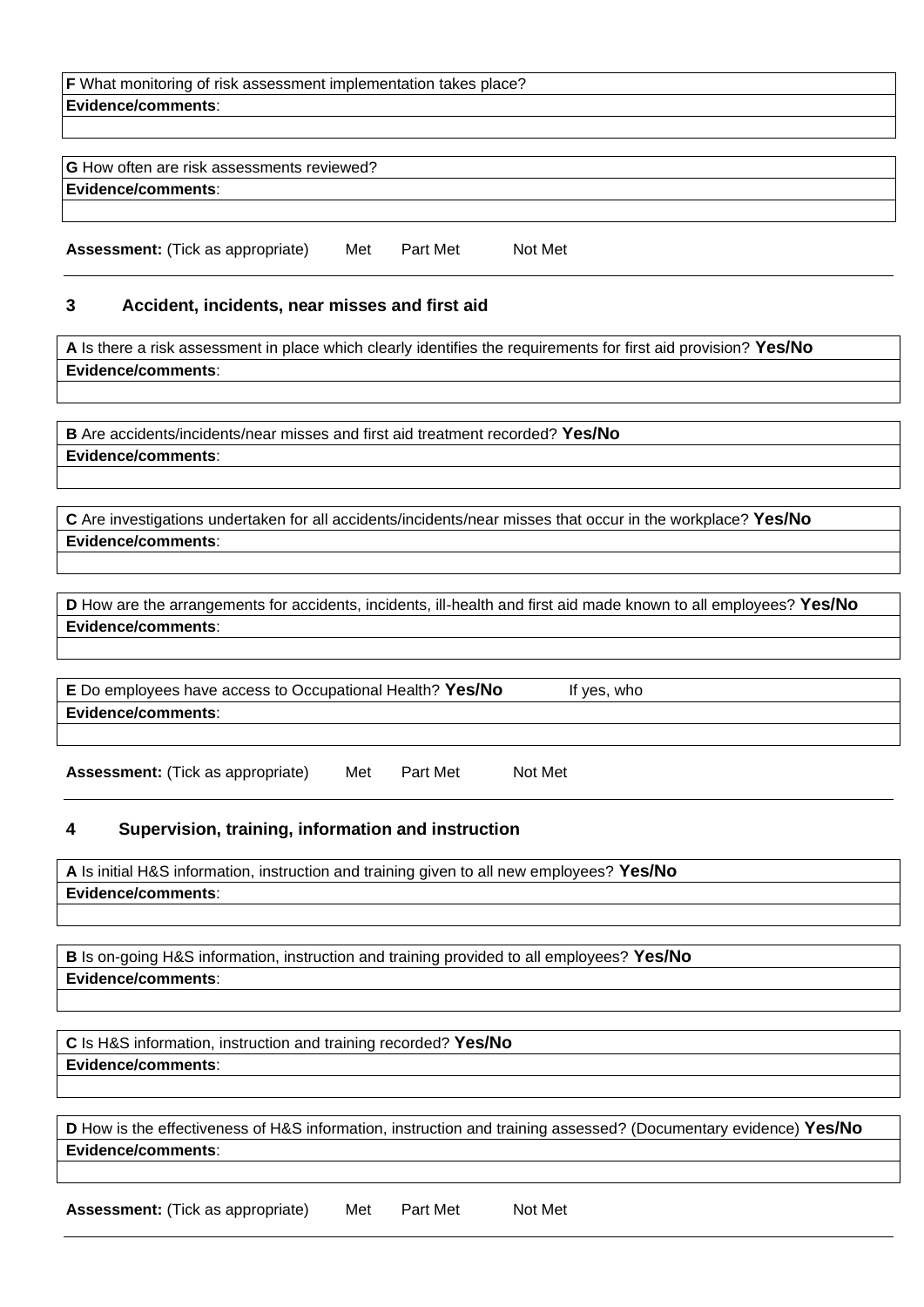| **F** What monitoring of risk assessment implementation takes place? |
| --- |
| **Evidence/comments**: |
| |

| **G** How often are risk assessments reviewed? |
| --- |
| **Evidence/comments**: |
| |

**Assessment:** (Tick as appropriate) Met Part Met Not Met

---

## 3 Accident, incidents, near misses and first aid

| **A** Is there a risk assessment in place which clearly identifies the requirements for first aid provision? **Yes/No** |
| --- |
| **Evidence/comments**: |
| |

| **B** Are accidents/incidents/near misses and first aid treatment recorded? **Yes/No** |
| --- |
| **Evidence/comments**: |
| |

| **C** Are investigations undertaken for all accidents/incidents/near misses that occur in the workplace? **Yes/No** |
| --- |
| **Evidence/comments**: |
| |

| **D** How are the arrangements for accidents, incidents, ill-health and first aid made known to all employees? **Yes/No** |
| --- |
| **Evidence/comments**: |
| |

| **E** Do employees have access to Occupational Health? **Yes/No** If yes, who |
| --- |
| **Evidence/comments**: |
| |

**Assessment:** (Tick as appropriate) Met Part Met Not Met

---

## 4 Supervision, training, information and instruction

| **A** Is initial H&S information, instruction and training given to all new employees? **Yes/No** |
| --- |
| **Evidence/comments**: |
| |

| **B** Is on-going H&S information, instruction and training provided to all employees? **Yes/No** |
| --- |
| **Evidence/comments**: |
| |

| **C** Is H&S information, instruction and training recorded? **Yes/No** |
| --- |
| **Evidence/comments**: |
| |

| **D** How is the effectiveness of H&S information, instruction and training assessed? (Documentary evidence) **Yes/No** |
| --- |
| **Evidence/comments**: |
| |

**Assessment:** (Tick as appropriate) Met Part Met Not Met

---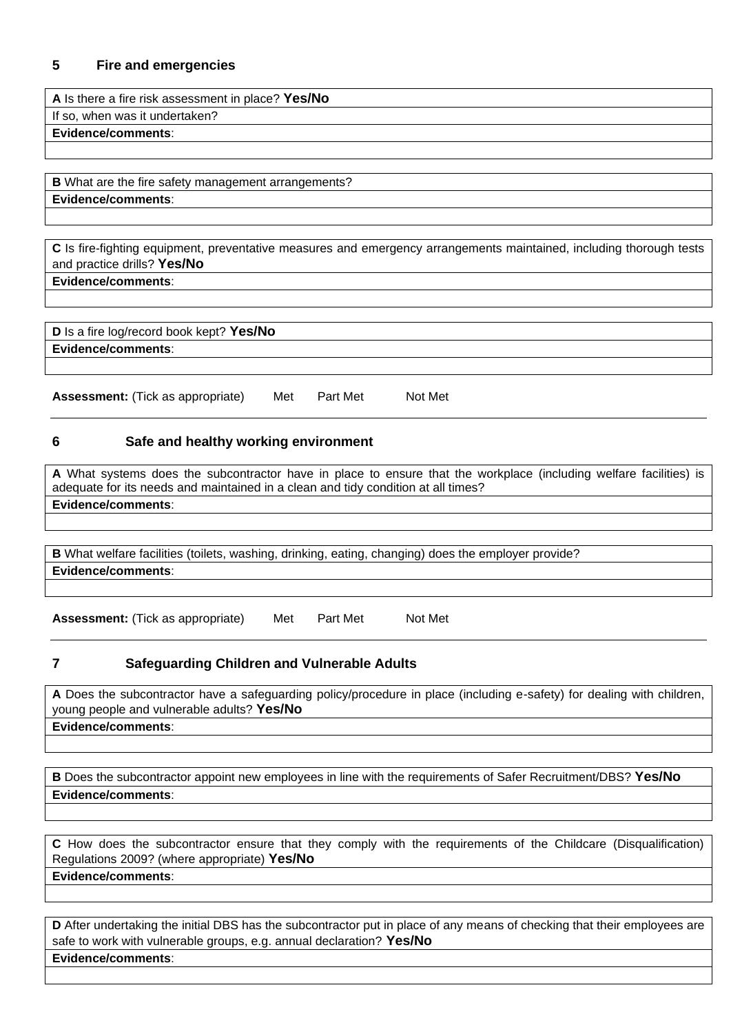## 5 Fire and emergencies

| **A** Is there a fire risk assessment in place? **Yes/No** |
| --- |
| If so, when was it undertaken? |
| **Evidence/comments**: |
| |

| **B** What are the fire safety management arrangements? |
| --- |
| **Evidence/comments**: |
| |

| **C** Is fire-fighting equipment, preventative measures and emergency arrangements maintained, including thorough tests and practice drills? **Yes/No** |
| --- |
| **Evidence/comments**: |
| |

| **D** Is a fire log/record book kept? **Yes/No** |
| --- |
| **Evidence/comments**: |
| |

**Assessment:** (Tick as appropriate) Met Part Met Not Met

## 6 Safe and healthy working environment

| **A** What systems does the subcontractor have in place to ensure that the workplace (including welfare facilities) is adequate for its needs and maintained in a clean and tidy condition at all times? |
| --- |
| **Evidence/comments**: |
| |

| **B** What welfare facilities (toilets, washing, drinking, eating, changing) does the employer provide? |
| --- |
| **Evidence/comments**: |
| |

**Assessment:** (Tick as appropriate) Met Part Met Not Met

## 7 Safeguarding Children and Vulnerable Adults

| **A** Does the subcontractor have a safeguarding policy/procedure in place (including e-safety) for dealing with children, young people and vulnerable adults? **Yes/No** |
| --- |
| **Evidence/comments**: |
| |

| **B** Does the subcontractor appoint new employees in line with the requirements of Safer Recruitment/DBS? **Yes/No** |
| --- |
| **Evidence/comments**: |
| |

| **C** How does the subcontractor ensure that they comply with the requirements of the Childcare (Disqualification) Regulations 2009? (where appropriate) **Yes/No** |
| --- |
| **Evidence/comments**: |
| |

| **D** After undertaking the initial DBS has the subcontractor put in place of any means of checking that their employees are safe to work with vulnerable groups, e.g. annual declaration? **Yes/No** |
| --- |
| **Evidence/comments**: |
| |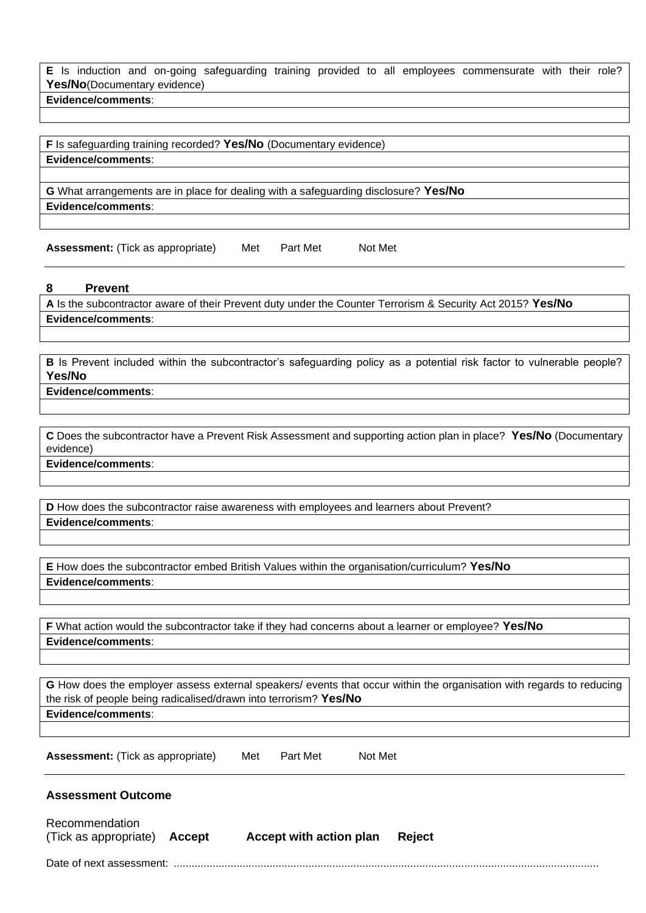| **E** Is induction and on-going safeguarding training provided to all employees commensurate with their role? **Yes/No**(Documentary evidence) |
| --- |
| **Evidence/comments**: |
| |

| **F** Is safeguarding training recorded? **Yes/No** (Documentary evidence) |
| --- |
| **Evidence/comments**: |
| |
| **G** What arrangements are in place for dealing with a safeguarding disclosure? **Yes/No** |
| **Evidence/comments**: |
| |

**Assessment:** (Tick as appropriate) Met Part Met Not Met

---

## 8 Prevent

| **A** Is the subcontractor aware of their Prevent duty under the Counter Terrorism & Security Act 2015? **Yes/No** |
| --- |
| **Evidence/comments**: |
| |

| **B** Is Prevent included within the subcontractor's safeguarding policy as a potential risk factor to vulnerable people? **Yes/No** |
| --- |
| **Evidence/comments**: |
| |

| **C** Does the subcontractor have a Prevent Risk Assessment and supporting action plan in place? **Yes/No** (Documentary evidence) |
| --- |
| **Evidence/comments**: |
| |

| **D** How does the subcontractor raise awareness with employees and learners about Prevent? |
| --- |
| **Evidence/comments**: |
| |

| **E** How does the subcontractor embed British Values within the organisation/curriculum? **Yes/No** |
| --- |
| **Evidence/comments**: |
| |

| **F** What action would the subcontractor take if they had concerns about a learner or employee? **Yes/No** |
| --- |
| **Evidence/comments**: |
| |

| **G** How does the employer assess external speakers/ events that occur within the organisation with regards to reducing the risk of people being radicalised/drawn into terrorism? **Yes/No** |
| --- |
| **Evidence/comments**: |
| |

**Assessment:** (Tick as appropriate) Met Part Met Not Met

---

### Assessment Outcome

Recommendation
(Tick as appropriate) **Accept** **Accept with action plan** **Reject**

Date of next assessment: ..............................................................................................................................................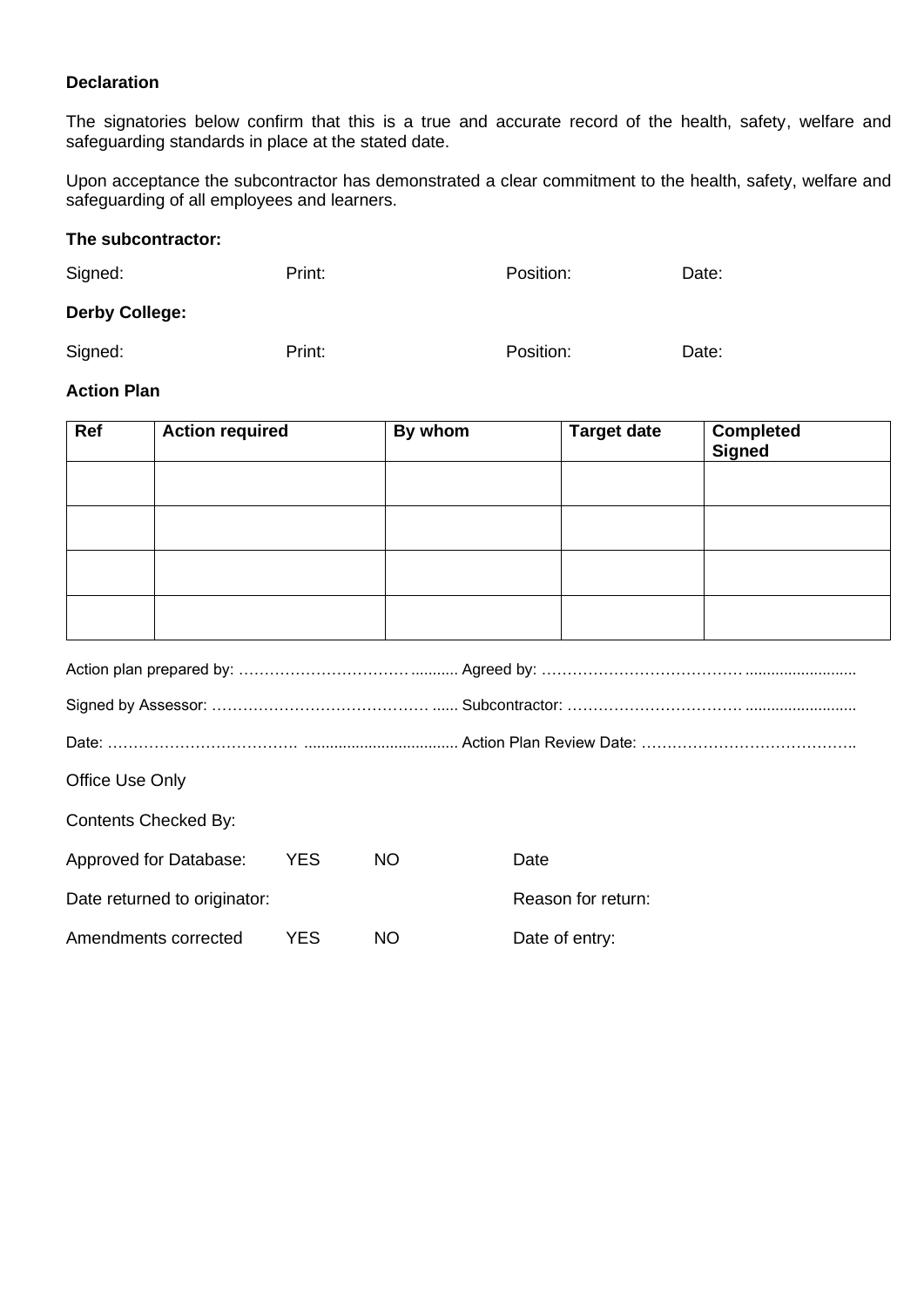**Declaration**

The signatories below confirm that this is a true and accurate record of the health, safety, welfare and safeguarding standards in place at the stated date.

Upon acceptance the subcontractor has demonstrated a clear commitment to the health, safety, welfare and safeguarding of all employees and learners.

**The subcontractor:**

Signed: Print: Position: Date:

**Derby College:**

Signed: Print: Position: Date:

**Action Plan**

| Ref | Action required | By whom | Target date | Completed Signed |
|---|---|---|---|---|
| | | | | |
| | | | | |
| | | | | |
| | | | | |

Action plan prepared by: …………………………………….......... Agreed by: ……………………………………..........................

Signed by Assessor: ……………………………………...... Subcontractor: …………………………….........................

Date: ………………………………. ................................... Action Plan Review Date: …………………………………..

Office Use Only

Contents Checked By:

Approved for Database: YES NO Date

Date returned to originator: Reason for return:

Amendments corrected YES NO Date of entry: